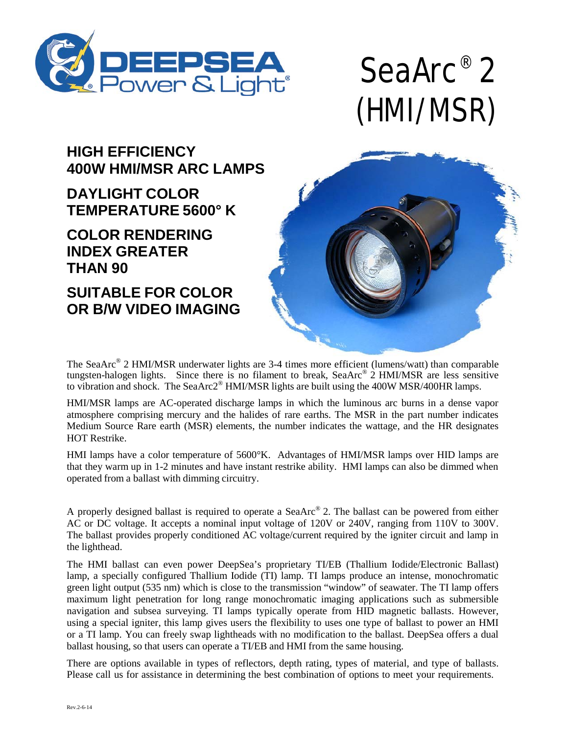# SeaArc® 2 (HMI/MSR)

## HIGH EFFICIENCY 400W HMI/MSR ARC LAMPS

## DAYLIGHT COLOR TEMPERATURE 5600° K

## COLOR RENDERING INDEX GREATER THAN 90

## SUITABLE FOR COLOR OR B/W VIDEO IMAGING

The SeaArc® 2 HMI/MSR underwater lights are 3-4 times more efficient (lumens/watt) than comparable tungsten-halogen lights. Since there is no filament to break, SeaArc® 2 HMI/MSR are less sensitive to vibration and shock. The SeaArc2® HMI/MSR lights are built using the 400W MSR/400HR lamps.

HMI/MSR lamps are AC-operated discharge lamps in which the luminous arc burns in a dense vapor atmosphere comprising mercury and the halides of rare earths. The MSR in the part number indicates Medium Source Rare earth (MSR) elements, the number indicates the wattage, and the HR designates HOT Restrike.

HMI lamps have a color temperature of 5600°K. Advantages of HMI/MSR lamps over HID lamps are that they warm up in 1-2 minutes and have instant restrike ability. HMI lamps can also be dimmed when operated from a ballast with dimming circuitry.

A properly designed ballast is required to operate a SeaArc® 2. The ballast can be powered from either AC or DC voltage. It accepts a nominal input voltage of 120V or 240V, ranging from 110V to 300V. The ballast provides properly conditioned AC voltage/current required by the igniter circuit and lamp in the lighthead.

The HMI ballast can even power DeepSea's proprietary TI/EB (Thallium Iodide/Electronic Ballast) lamp, a specially configured Thallium Iodide (TI) lamp. TI lamps produce an intense, monochromatic green light output (535 nm) which is close to the transmission "window" of seawater. The TI lamp offers maximum light penetration for long range monochromatic imaging applications such as submersible navigation and subsea surveying. TI lamps typically operate from HID magnetic ballasts. However, using a special igniter, this lamp gives users the flexibility to uses one type of ballast to power an HMI or a TI lamp. You can freely swap lightheads with no modification to the ballast. DeepSea offers a dual ballast housing, so that users can operate a TI/EB and HMI from the same housing.

There are options available in types of reflectors, depth rating, types of material, and type of ballasts. Please call us for assistance in determining the best combination of options to meet your requirements.

Rev.2-6-14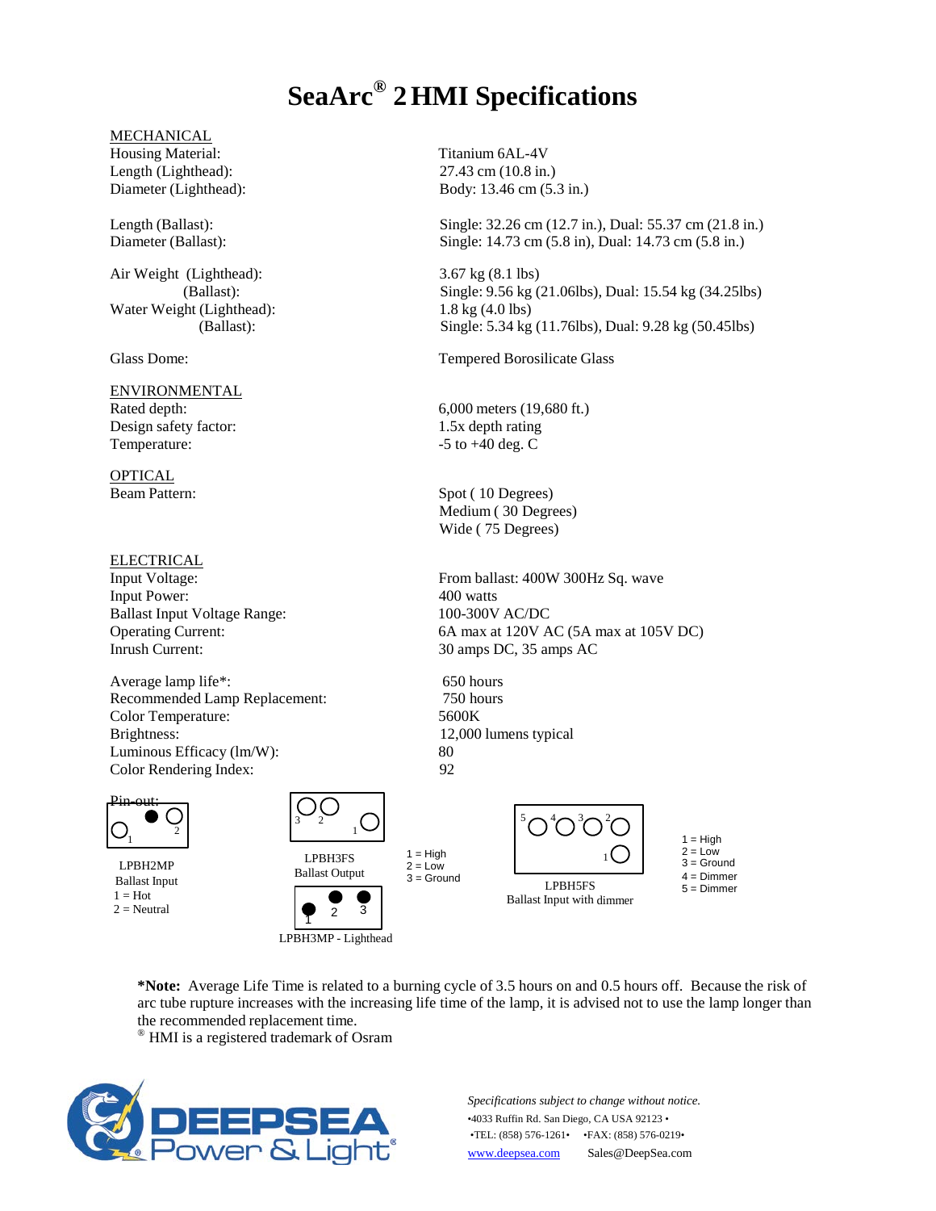# SeaArc® 2 HMI Specifications

| | |
|---|---|
| **MECHANICAL** | |
| Housing Material: | Titanium 6AL-4V |
| Length (Lighthead): | 27.43 cm (10.8 in.) |
| Diameter (Lighthead): | Body: 13.46 cm (5.3 in.) |
| Length (Ballast): | Single: 32.26 cm (12.7 in.), Dual: 55.37 cm (21.8 in.) |
| Diameter (Ballast): | Single: 14.73 cm (5.8 in), Dual: 14.73 cm (5.8 in.) |
| Air Weight (Lighthead): | 3.67 kg (8.1 lbs) |
| (Ballast): | Single: 9.56 kg (21.06lbs), Dual: 15.54 kg (34.25lbs) |
| Water Weight (Lighthead): | 1.8 kg (4.0 lbs) |
| (Ballast): | Single: 5.34 kg (11.76lbs), Dual: 9.28 kg (50.45lbs) |
| Glass Dome: | Tempered Borosilicate Glass |
| **ENVIRONMENTAL** | |
| Rated depth: | 6,000 meters (19,680 ft.) |
| Design safety factor: | 1.5x depth rating |
| Temperature: | -5 to +40 deg. C |
| **OPTICAL** | |
| Beam Pattern: | Spot ( 10 Degrees)<br>Medium ( 30 Degrees)<br>Wide ( 75 Degrees) |
| **ELECTRICAL** | |
| Input Voltage: | From ballast: 400W 300Hz Sq. wave |
| Input Power: | 400 watts |
| Ballast Input Voltage Range: | 100-300V AC/DC |
| Operating Current: | 6A max at 120V AC (5A max at 105V DC) |
| Inrush Current: | 30 amps DC, 35 amps AC |
| Average lamp life*: | 650 hours |
| Recommended Lamp Replacement: | 750 hours |
| Color Temperature: | 5600K |
| Brightness: | 12,000 lumens typical |
| Luminous Efficacy (lm/W): | 80 |
| Color Rendering Index: | 92 |

Pin-out:

**LPBH2MP** Ballast Input
1 = Hot
2 = Neutral

**LPBH3FS** Ballast Output
1 = High
2 = Low
3 = Ground

**LPBH3MP** - Lighthead

**LPBH5FS** Ballast Input with dimmer
1 = High
2 = Low
3 = Ground
4 = Dimmer
5 = Dimmer

***Note:** Average Life Time is related to a burning cycle of 3.5 hours on and 0.5 hours off. Because the risk of arc tube rupture increases with the increasing life time of the lamp, it is advised not to use the lamp longer than the recommended replacement time.

® HMI is a registered trademark of Osram

DEEPSEA Power & Light®

*Specifications subject to change without notice.*

•4033 Ruffin Rd. San Diego, CA USA 92123 •
•TEL: (858) 576-1261• •FAX: (858) 576-0219•
www.deepsea.com Sales@DeepSea.com